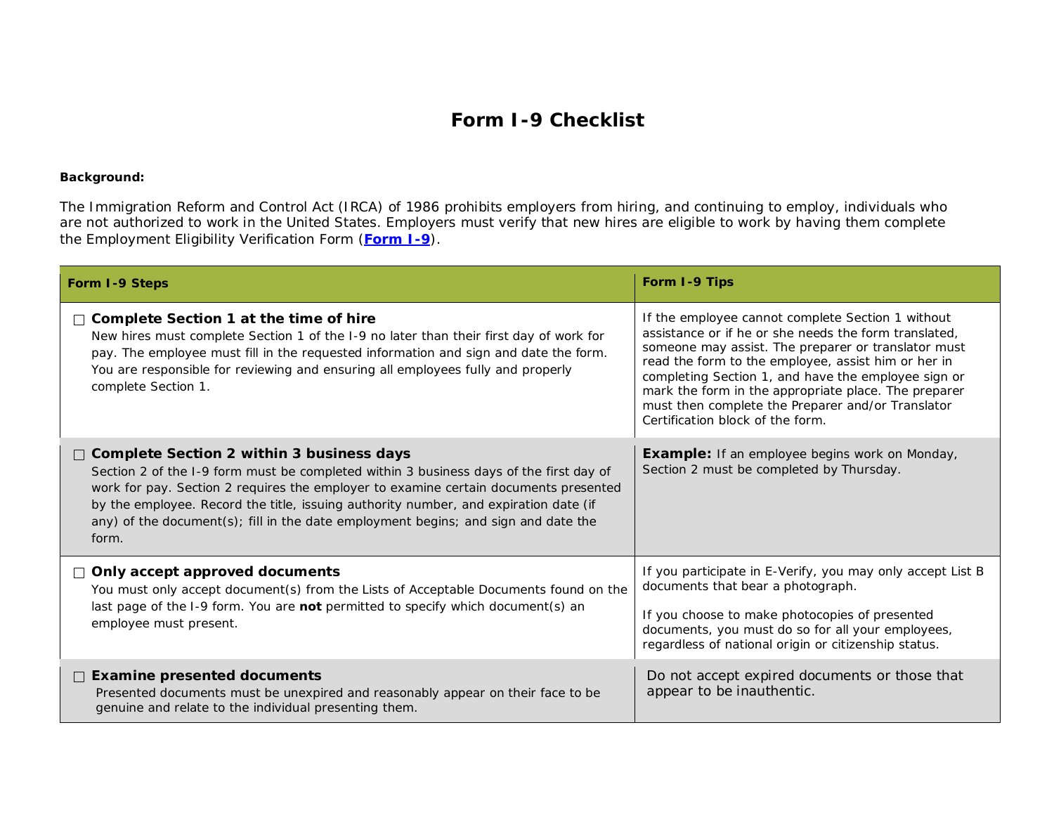# Form I-9 Checklist

**Background:**

The Immigration Reform and Control Act (IRCA) of 1986 prohibits employers from hiring, and continuing to employ, individuals who are not authorized to work in the United States. Employers must verify that new hires are eligible to work by having them complete the Employment Eligibility Verification Form (**Form I-9**).

| Form I-9 Steps | Form I-9 Tips |
|---|---|
| ☐ **Complete Section 1 at the time of hire**<br>New hires must complete Section 1 of the I-9 no later than their first day of work for pay. The employee must fill in the requested information and sign and date the form. You are responsible for reviewing and ensuring all employees fully and properly complete Section 1. | If the employee cannot complete Section 1 without assistance or if he or she needs the form translated, someone may assist. The preparer or translator must read the form to the employee, assist him or her in completing Section 1, and have the employee sign or mark the form in the appropriate place. The preparer must then complete the Preparer and/or Translator Certification block of the form. |
| ☐ **Complete Section 2 within 3 business days**<br>Section 2 of the I-9 form must be completed within 3 business days of the first day of work for pay. Section 2 requires the employer to examine certain documents presented by the employee. Record the title, issuing authority number, and expiration date (if any) of the document(s); fill in the date employment begins; and sign and date the form. | **Example:** If an employee begins work on Monday, Section 2 must be completed by Thursday. |
| ☐ **Only accept approved documents**<br>You must only accept document(s) from the Lists of Acceptable Documents found on the last page of the I-9 form. You are **not** permitted to specify which document(s) an employee must present. | If you participate in E-Verify, you may only accept List B documents that bear a photograph.<br><br>If you choose to make photocopies of presented documents, you must do so for all your employees, regardless of national origin or citizenship status. |
| ☐ **Examine presented documents**<br>Presented documents must be unexpired and reasonably appear on their face to be genuine and relate to the individual presenting them. | Do not accept expired documents or those that appear to be inauthentic. |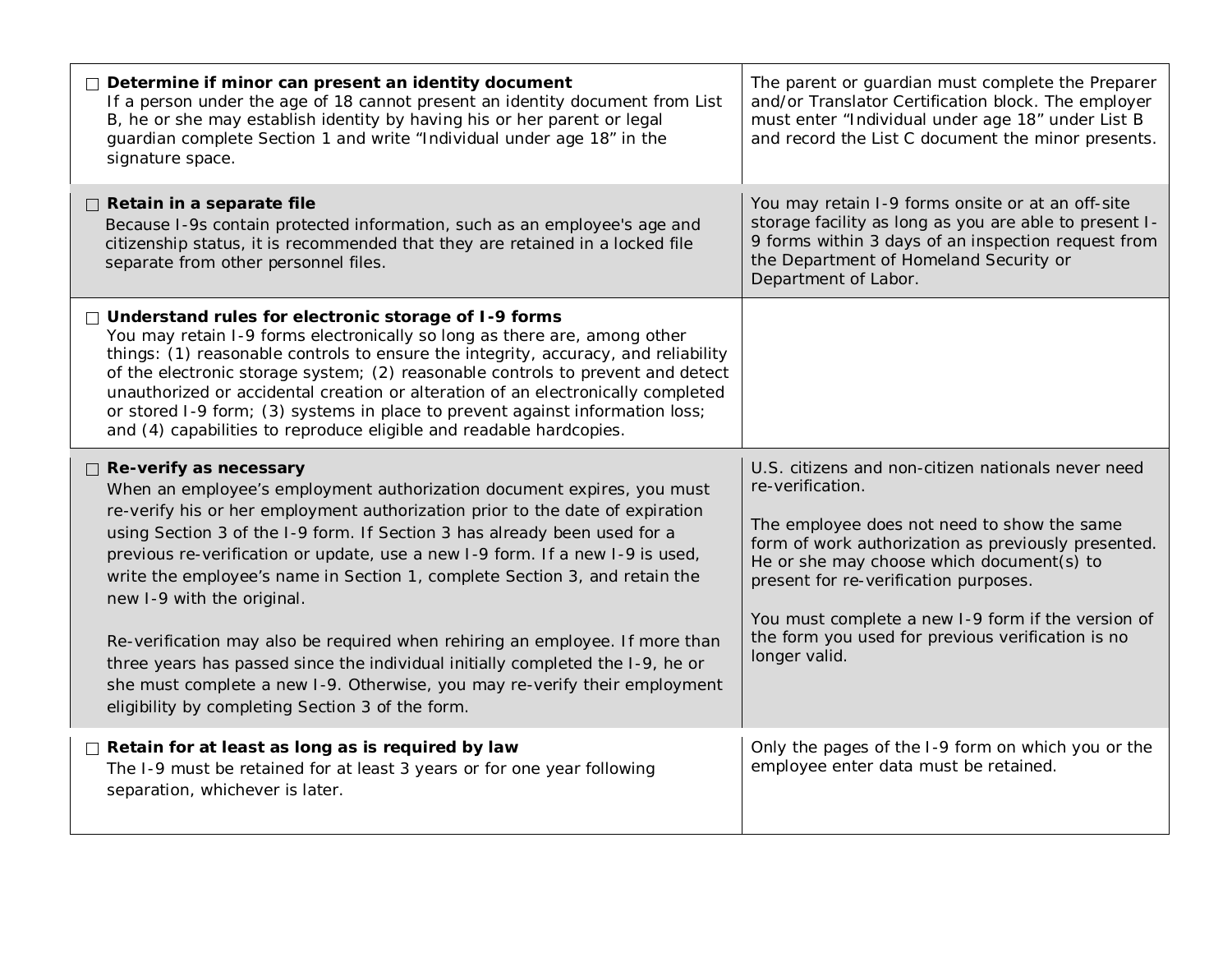| Task | Notes |
|---|---|
| ☐ **Determine if minor can present an identity document**<br>If a person under the age of 18 cannot present an identity document from List B, he or she may establish identity by having his or her parent or legal guardian complete Section 1 and write "Individual under age 18" in the signature space. | The parent or guardian must complete the Preparer and/or Translator Certification block. The employer must enter "Individual under age 18" under List B and record the List C document the minor presents. |
| ☐ **Retain in a separate file**<br>Because I-9s contain protected information, such as an employee's age and citizenship status, it is recommended that they are retained in a locked file separate from other personnel files. | You may retain I-9 forms onsite or at an off-site storage facility as long as you are able to present I-9 forms within 3 days of an inspection request from the Department of Homeland Security or Department of Labor. |
| ☐ **Understand rules for electronic storage of I-9 forms**<br>You may retain I-9 forms electronically so long as there are, among other things: (1) reasonable controls to ensure the integrity, accuracy, and reliability of the electronic storage system; (2) reasonable controls to prevent and detect unauthorized or accidental creation or alteration of an electronically completed or stored I-9 form; (3) systems in place to prevent against information loss; and (4) capabilities to reproduce eligible and readable hardcopies. | |
| ☐ **Re-verify as necessary**<br>When an employee's employment authorization document expires, you must re-verify his or her employment authorization prior to the date of expiration using Section 3 of the I-9 form. If Section 3 has already been used for a previous re-verification or update, use a new I-9 form. If a new I-9 is used, write the employee's name in Section 1, complete Section 3, and retain the new I-9 with the original.<br><br>Re-verification may also be required when rehiring an employee. If more than three years has passed since the individual initially completed the I-9, he or she must complete a new I-9. Otherwise, you may re-verify their employment eligibility by completing Section 3 of the form. | U.S. citizens and non-citizen nationals never need re-verification.<br><br>The employee does not need to show the same form of work authorization as previously presented. He or she may choose which document(s) to present for re-verification purposes.<br><br>You must complete a new I-9 form if the version of the form you used for previous verification is no longer valid. |
| ☐ **Retain for at least as long as is required by law**<br>The I-9 must be retained for at least 3 years or for one year following separation, whichever is later. | Only the pages of the I-9 form on which you or the employee enter data must be retained. |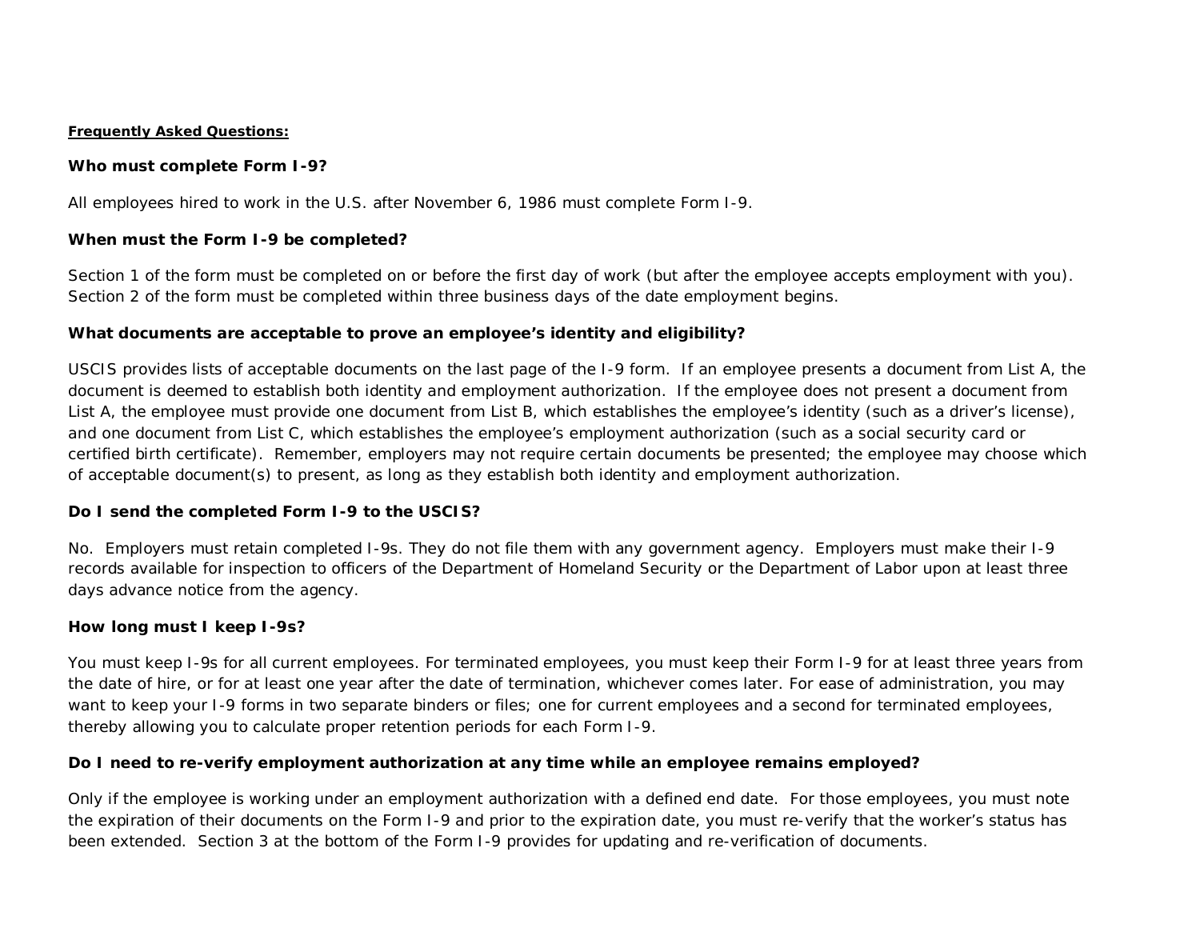**Frequently Asked Questions:**

**Who must complete Form I-9?**

All employees hired to work in the U.S. after November 6, 1986 must complete Form I-9.

**When must the Form I-9 be completed?**

Section 1 of the form must be completed on or before the first day of work (but after the employee accepts employment with you). Section 2 of the form must be completed within three business days of the date employment begins.

**What documents are acceptable to prove an employee's identity and eligibility?**

USCIS provides lists of acceptable documents on the last page of the I-9 form. If an employee presents a document from List A, the document is deemed to establish both identity and employment authorization. If the employee does not present a document from List A, the employee must provide one document from List B, which establishes the employee's identity (such as a driver's license), and one document from List C, which establishes the employee's employment authorization (such as a social security card or certified birth certificate). Remember, employers may not require certain documents be presented; the employee may choose which of acceptable document(s) to present, as long as they establish both identity and employment authorization.

**Do I send the completed Form I-9 to the USCIS?**

No. Employers must retain completed I-9s. They do not file them with any government agency. Employers must make their I-9 records available for inspection to officers of the Department of Homeland Security or the Department of Labor upon at least three days advance notice from the agency.

**How long must I keep I-9s?**

You must keep I-9s for all current employees. For terminated employees, you must keep their Form I-9 for at least three years from the date of hire, or for at least one year after the date of termination, whichever comes later. For ease of administration, you may want to keep your I-9 forms in two separate binders or files; one for current employees and a second for terminated employees, thereby allowing you to calculate proper retention periods for each Form I-9.

**Do I need to re-verify employment authorization at any time while an employee remains employed?**

Only if the employee is working under an employment authorization with a defined end date. For those employees, you must note the expiration of their documents on the Form I-9 and prior to the expiration date, you must re-verify that the worker's status has been extended. Section 3 at the bottom of the Form I-9 provides for updating and re-verification of documents.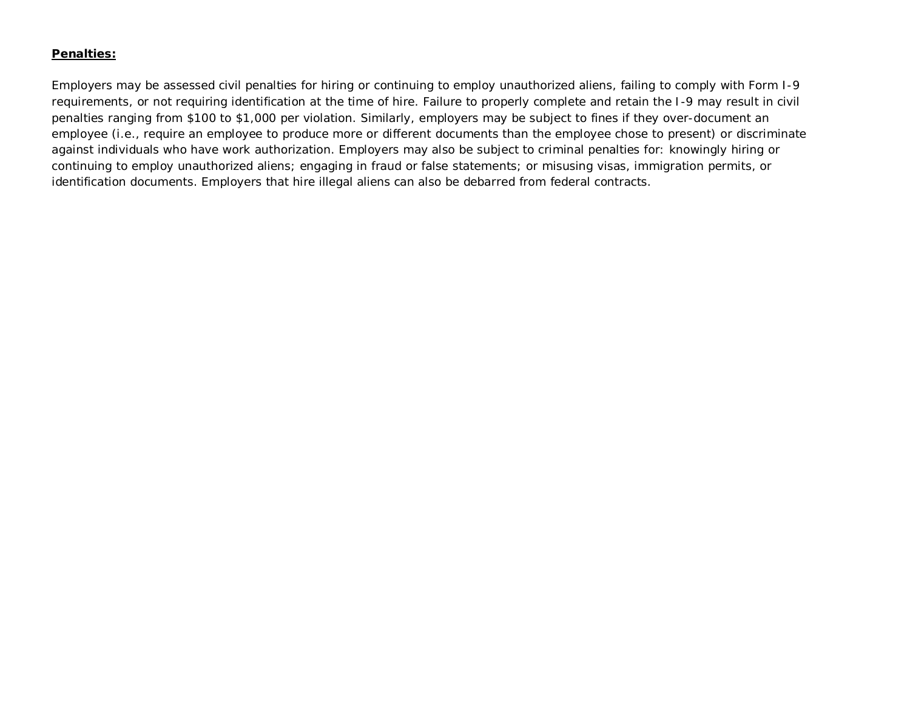**Penalties:**

Employers may be assessed civil penalties for hiring or continuing to employ unauthorized aliens, failing to comply with Form I-9 requirements, or not requiring identification at the time of hire. Failure to properly complete and retain the I-9 may result in civil penalties ranging from $100 to $1,000 per violation. Similarly, employers may be subject to fines if they over-document an employee (i.e., require an employee to produce more or different documents than the employee chose to present) or discriminate against individuals who have work authorization. Employers may also be subject to criminal penalties for: knowingly hiring or continuing to employ unauthorized aliens; engaging in fraud or false statements; or misusing visas, immigration permits, or identification documents. Employers that hire illegal aliens can also be debarred from federal contracts.